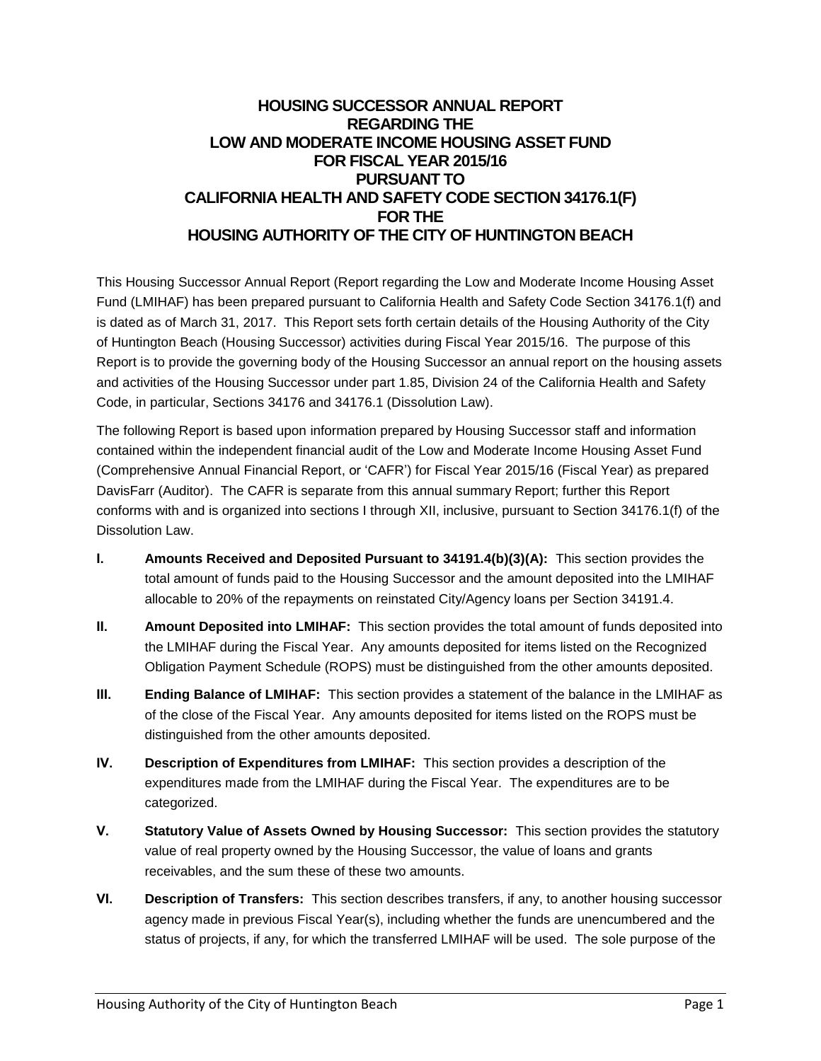# HOUSING SUCCESSOR ANNUAL REPORT REGARDING THE LOW AND MODERATE INCOME HOUSING ASSET FUND FOR FISCAL YEAR 2015/16 PURSUANT TO CALIFORNIA HEALTH AND SAFETY CODE SECTION 34176.1(F) FOR THE HOUSING AUTHORITY OF THE CITY OF HUNTINGTON BEACH

This Housing Successor Annual Report (Report regarding the Low and Moderate Income Housing Asset Fund (LMIHAF) has been prepared pursuant to California Health and Safety Code Section 34176.1(f) and is dated as of March 31, 2017. This Report sets forth certain details of the Housing Authority of the City of Huntington Beach (Housing Successor) activities during Fiscal Year 2015/16. The purpose of this Report is to provide the governing body of the Housing Successor an annual report on the housing assets and activities of the Housing Successor under part 1.85, Division 24 of the California Health and Safety Code, in particular, Sections 34176 and 34176.1 (Dissolution Law).

The following Report is based upon information prepared by Housing Successor staff and information contained within the independent financial audit of the Low and Moderate Income Housing Asset Fund (Comprehensive Annual Financial Report, or 'CAFR') for Fiscal Year 2015/16 (Fiscal Year) as prepared DavisFarr (Auditor). The CAFR is separate from this annual summary Report; further this Report conforms with and is organized into sections I through XII, inclusive, pursuant to Section 34176.1(f) of the Dissolution Law.

- **I. Amounts Received and Deposited Pursuant to 34191.4(b)(3)(A):** This section provides the total amount of funds paid to the Housing Successor and the amount deposited into the LMIHAF allocable to 20% of the repayments on reinstated City/Agency loans per Section 34191.4.
- **II. Amount Deposited into LMIHAF:** This section provides the total amount of funds deposited into the LMIHAF during the Fiscal Year. Any amounts deposited for items listed on the Recognized Obligation Payment Schedule (ROPS) must be distinguished from the other amounts deposited.
- **III. Ending Balance of LMIHAF:** This section provides a statement of the balance in the LMIHAF as of the close of the Fiscal Year. Any amounts deposited for items listed on the ROPS must be distinguished from the other amounts deposited.
- **IV. Description of Expenditures from LMIHAF:** This section provides a description of the expenditures made from the LMIHAF during the Fiscal Year. The expenditures are to be categorized.
- **V. Statutory Value of Assets Owned by Housing Successor:** This section provides the statutory value of real property owned by the Housing Successor, the value of loans and grants receivables, and the sum these of these two amounts.
- **VI. Description of Transfers:** This section describes transfers, if any, to another housing successor agency made in previous Fiscal Year(s), including whether the funds are unencumbered and the status of projects, if any, for which the transferred LMIHAF will be used. The sole purpose of the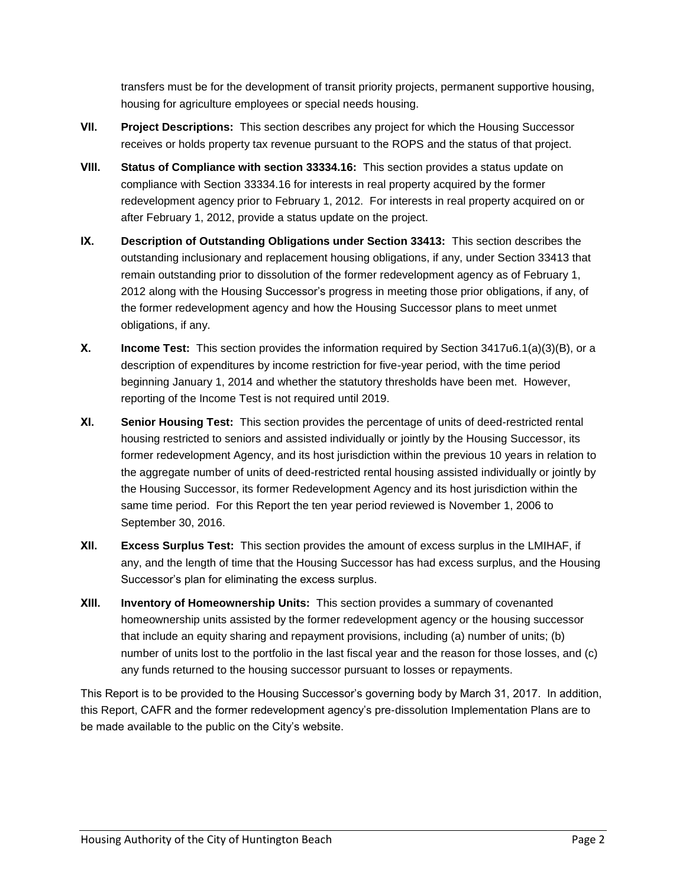transfers must be for the development of transit priority projects, permanent supportive housing, housing for agriculture employees or special needs housing.

**VII.** **Project Descriptions:** This section describes any project for which the Housing Successor receives or holds property tax revenue pursuant to the ROPS and the status of that project.

**VIII.** **Status of Compliance with section 33334.16:** This section provides a status update on compliance with Section 33334.16 for interests in real property acquired by the former redevelopment agency prior to February 1, 2012. For interests in real property acquired on or after February 1, 2012, provide a status update on the project.

**IX.** **Description of Outstanding Obligations under Section 33413:** This section describes the outstanding inclusionary and replacement housing obligations, if any, under Section 33413 that remain outstanding prior to dissolution of the former redevelopment agency as of February 1, 2012 along with the Housing Successor's progress in meeting those prior obligations, if any, of the former redevelopment agency and how the Housing Successor plans to meet unmet obligations, if any.

**X.** **Income Test:** This section provides the information required by Section 3417u6.1(a)(3)(B), or a description of expenditures by income restriction for five-year period, with the time period beginning January 1, 2014 and whether the statutory thresholds have been met. However, reporting of the Income Test is not required until 2019.

**XI.** **Senior Housing Test:** This section provides the percentage of units of deed-restricted rental housing restricted to seniors and assisted individually or jointly by the Housing Successor, its former redevelopment Agency, and its host jurisdiction within the previous 10 years in relation to the aggregate number of units of deed-restricted rental housing assisted individually or jointly by the Housing Successor, its former Redevelopment Agency and its host jurisdiction within the same time period. For this Report the ten year period reviewed is November 1, 2006 to September 30, 2016.

**XII.** **Excess Surplus Test:** This section provides the amount of excess surplus in the LMIHAF, if any, and the length of time that the Housing Successor has had excess surplus, and the Housing Successor's plan for eliminating the excess surplus.

**XIII.** **Inventory of Homeownership Units:** This section provides a summary of covenanted homeownership units assisted by the former redevelopment agency or the housing successor that include an equity sharing and repayment provisions, including (a) number of units; (b) number of units lost to the portfolio in the last fiscal year and the reason for those losses, and (c) any funds returned to the housing successor pursuant to losses or repayments.

This Report is to be provided to the Housing Successor's governing body by March 31, 2017. In addition, this Report, CAFR and the former redevelopment agency's pre-dissolution Implementation Plans are to be made available to the public on the City's website.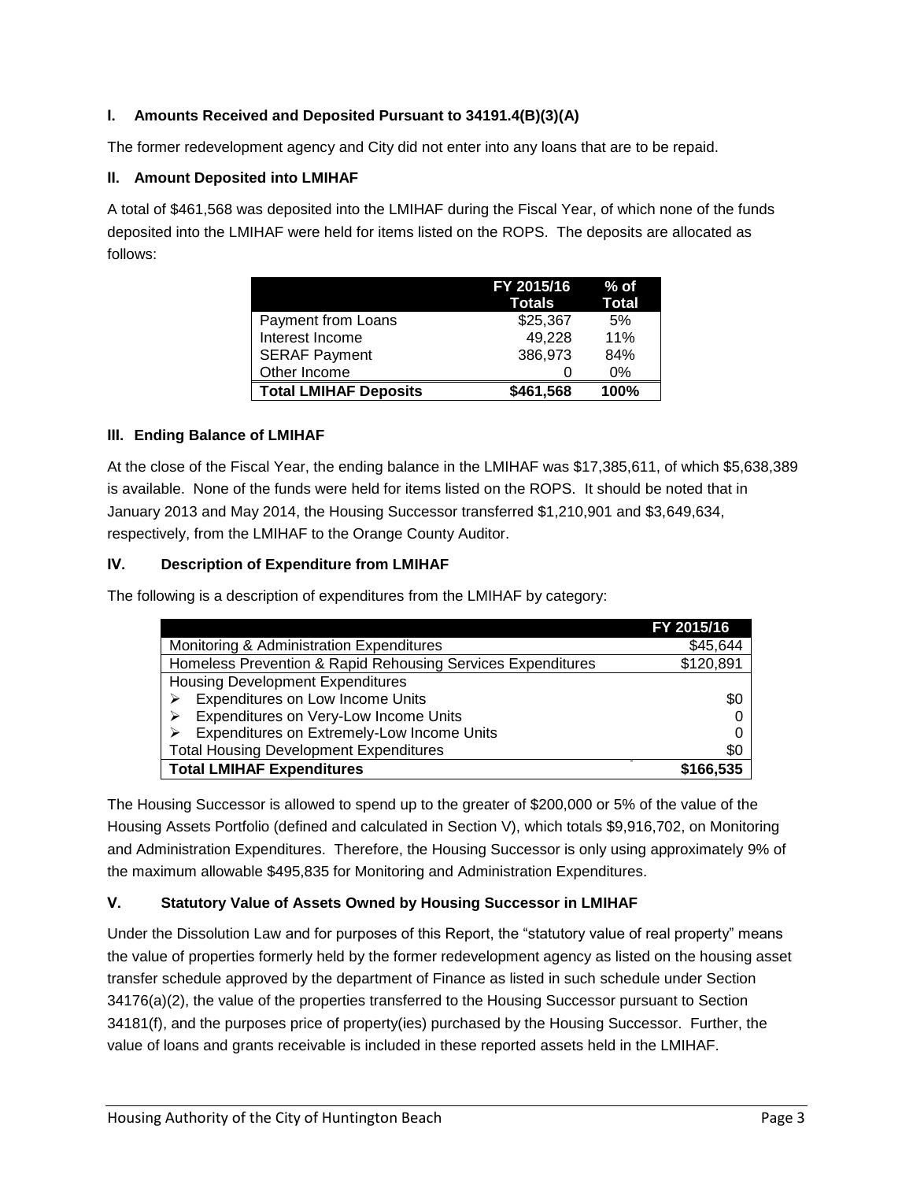### I. Amounts Received and Deposited Pursuant to 34191.4(B)(3)(A)

The former redevelopment agency and City did not enter into any loans that are to be repaid.

### II. Amount Deposited into LMIHAF

A total of $461,568 was deposited into the LMIHAF during the Fiscal Year, of which none of the funds deposited into the LMIHAF were held for items listed on the ROPS. The deposits are allocated as follows:

| | FY 2015/16 Totals | % of Total |
|---|---|---|
| Payment from Loans | $25,367 | 5% |
| Interest Income | 49,228 | 11% |
| SERAF Payment | 386,973 | 84% |
| Other Income | 0 | 0% |
| **Total LMIHAF Deposits** | **$461,568** | **100%** |

### III. Ending Balance of LMIHAF

At the close of the Fiscal Year, the ending balance in the LMIHAF was $17,385,611, of which $5,638,389 is available. None of the funds were held for items listed on the ROPS. It should be noted that in January 2013 and May 2014, the Housing Successor transferred $1,210,901 and $3,649,634, respectively, from the LMIHAF to the Orange County Auditor.

### IV. Description of Expenditure from LMIHAF

The following is a description of expenditures from the LMIHAF by category:

| | FY 2015/16 |
|---|---|
| Monitoring & Administration Expenditures | $45,644 |
| Homeless Prevention & Rapid Rehousing Services Expenditures | $120,891 |
| Housing Development Expenditures | |
| ➢ Expenditures on Low Income Units | $0 |
| ➢ Expenditures on Very-Low Income Units | 0 |
| ➢ Expenditures on Extremely-Low Income Units | 0 |
| Total Housing Development Expenditures | $0 |
| **Total LMIHAF Expenditures** | **$166,535** |

The Housing Successor is allowed to spend up to the greater of $200,000 or 5% of the value of the Housing Assets Portfolio (defined and calculated in Section V), which totals $9,916,702, on Monitoring and Administration Expenditures. Therefore, the Housing Successor is only using approximately 9% of the maximum allowable $495,835 for Monitoring and Administration Expenditures.

### V. Statutory Value of Assets Owned by Housing Successor in LMIHAF

Under the Dissolution Law and for purposes of this Report, the "statutory value of real property" means the value of properties formerly held by the former redevelopment agency as listed on the housing asset transfer schedule approved by the department of Finance as listed in such schedule under Section 34176(a)(2), the value of the properties transferred to the Housing Successor pursuant to Section 34181(f), and the purposes price of property(ies) purchased by the Housing Successor. Further, the value of loans and grants receivable is included in these reported assets held in the LMIHAF.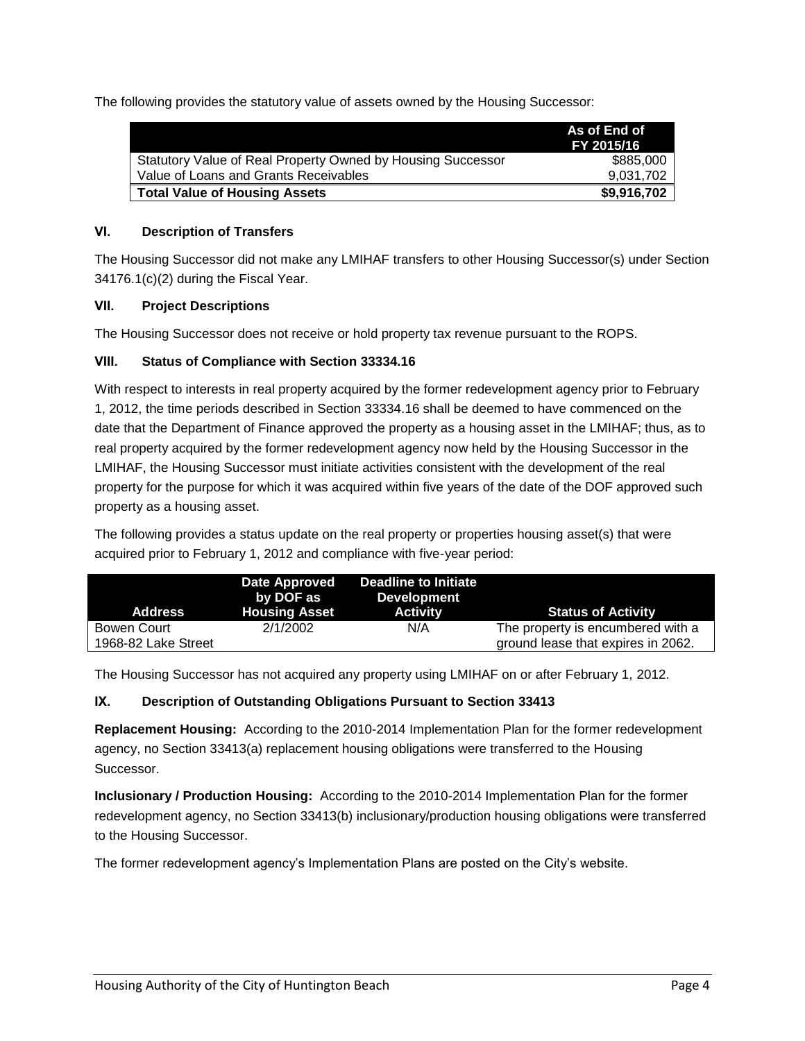The following provides the statutory value of assets owned by the Housing Successor:

| | As of End of FY 2015/16 |
|---|---|
| Statutory Value of Real Property Owned by Housing Successor | $885,000 |
| Value of Loans and Grants Receivables | 9,031,702 |
| **Total Value of Housing Assets** | **$9,916,702** |

### VI. Description of Transfers

The Housing Successor did not make any LMIHAF transfers to other Housing Successor(s) under Section 34176.1(c)(2) during the Fiscal Year.

### VII. Project Descriptions

The Housing Successor does not receive or hold property tax revenue pursuant to the ROPS.

### VIII. Status of Compliance with Section 33334.16

With respect to interests in real property acquired by the former redevelopment agency prior to February 1, 2012, the time periods described in Section 33334.16 shall be deemed to have commenced on the date that the Department of Finance approved the property as a housing asset in the LMIHAF; thus, as to real property acquired by the former redevelopment agency now held by the Housing Successor in the LMIHAF, the Housing Successor must initiate activities consistent with the development of the real property for the purpose for which it was acquired within five years of the date of the DOF approved such property as a housing asset.

The following provides a status update on the real property or properties housing asset(s) that were acquired prior to February 1, 2012 and compliance with five-year period:

| Address | Date Approved by DOF as Housing Asset | Deadline to Initiate Development Activity | Status of Activity |
|---|---|---|---|
| Bowen Court 1968-82 Lake Street | 2/1/2002 | N/A | The property is encumbered with a ground lease that expires in 2062. |

The Housing Successor has not acquired any property using LMIHAF on or after February 1, 2012.

### IX. Description of Outstanding Obligations Pursuant to Section 33413

**Replacement Housing:** According to the 2010-2014 Implementation Plan for the former redevelopment agency, no Section 33413(a) replacement housing obligations were transferred to the Housing Successor.

**Inclusionary / Production Housing:** According to the 2010-2014 Implementation Plan for the former redevelopment agency, no Section 33413(b) inclusionary/production housing obligations were transferred to the Housing Successor.

The former redevelopment agency's Implementation Plans are posted on the City's website.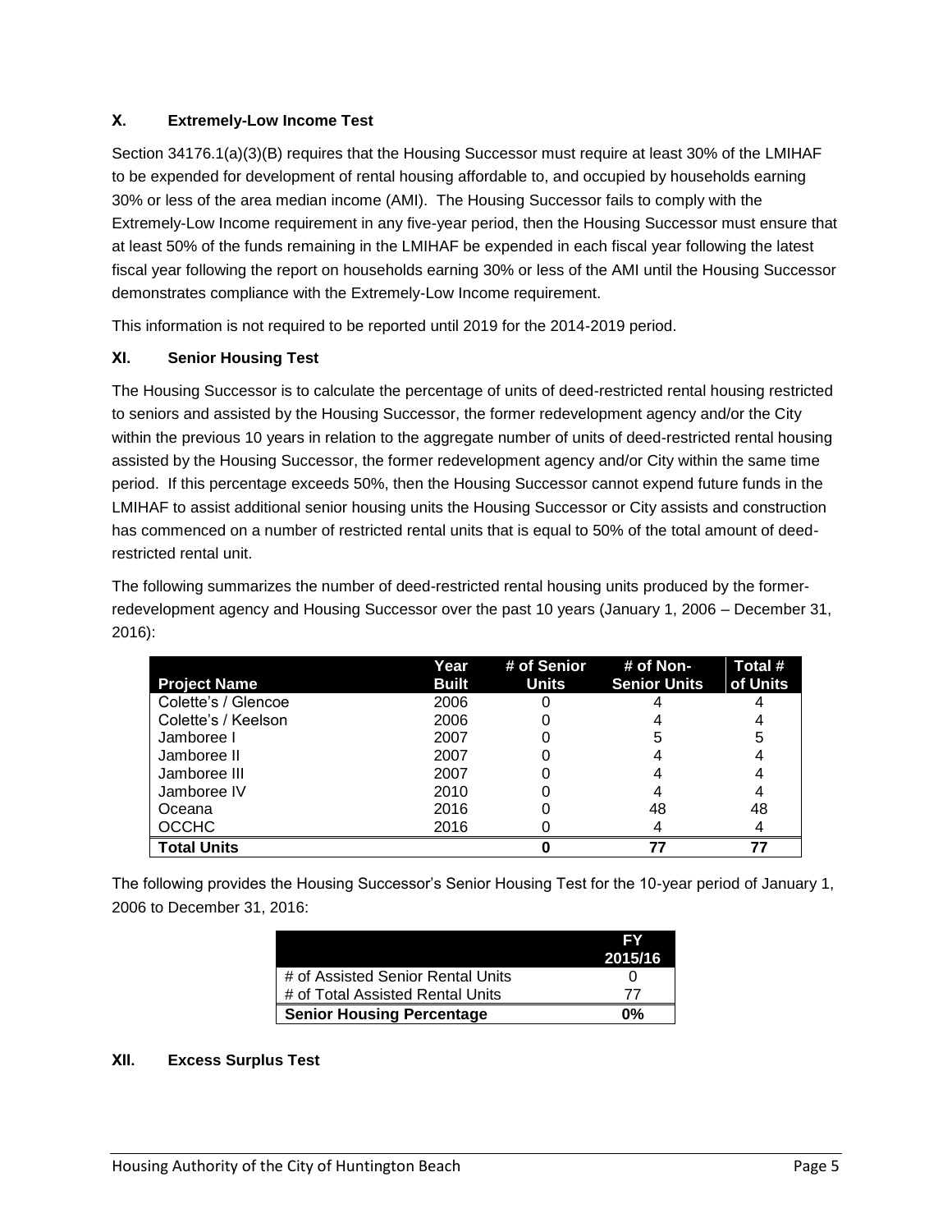### X. Extremely-Low Income Test

Section 34176.1(a)(3)(B) requires that the Housing Successor must require at least 30% of the LMIHAF to be expended for development of rental housing affordable to, and occupied by households earning 30% or less of the area median income (AMI). The Housing Successor fails to comply with the Extremely-Low Income requirement in any five-year period, then the Housing Successor must ensure that at least 50% of the funds remaining in the LMIHAF be expended in each fiscal year following the latest fiscal year following the report on households earning 30% or less of the AMI until the Housing Successor demonstrates compliance with the Extremely-Low Income requirement.

This information is not required to be reported until 2019 for the 2014-2019 period.

### XI. Senior Housing Test

The Housing Successor is to calculate the percentage of units of deed-restricted rental housing restricted to seniors and assisted by the Housing Successor, the former redevelopment agency and/or the City within the previous 10 years in relation to the aggregate number of units of deed-restricted rental housing assisted by the Housing Successor, the former redevelopment agency and/or City within the same time period. If this percentage exceeds 50%, then the Housing Successor cannot expend future funds in the LMIHAF to assist additional senior housing units the Housing Successor or City assists and construction has commenced on a number of restricted rental units that is equal to 50% of the total amount of deed-restricted rental unit.

The following summarizes the number of deed-restricted rental housing units produced by the former-redevelopment agency and Housing Successor over the past 10 years (January 1, 2006 – December 31, 2016):

| Project Name | Year Built | # of Senior Units | # of Non-Senior Units | Total # of Units |
|---|---|---|---|---|
| Colette's / Glencoe | 2006 | 0 | 4 | 4 |
| Colette's / Keelson | 2006 | 0 | 4 | 4 |
| Jamboree I | 2007 | 0 | 5 | 5 |
| Jamboree II | 2007 | 0 | 4 | 4 |
| Jamboree III | 2007 | 0 | 4 | 4 |
| Jamboree IV | 2010 | 0 | 4 | 4 |
| Oceana | 2016 | 0 | 48 | 48 |
| OCCHC | 2016 | 0 | 4 | 4 |
| **Total Units** | | **0** | **77** | **77** |

The following provides the Housing Successor's Senior Housing Test for the 10-year period of January 1, 2006 to December 31, 2016:

| | FY 2015/16 |
|---|---|
| # of Assisted Senior Rental Units | 0 |
| # of Total Assisted Rental Units | 77 |
| **Senior Housing Percentage** | **0%** |

### XII. Excess Surplus Test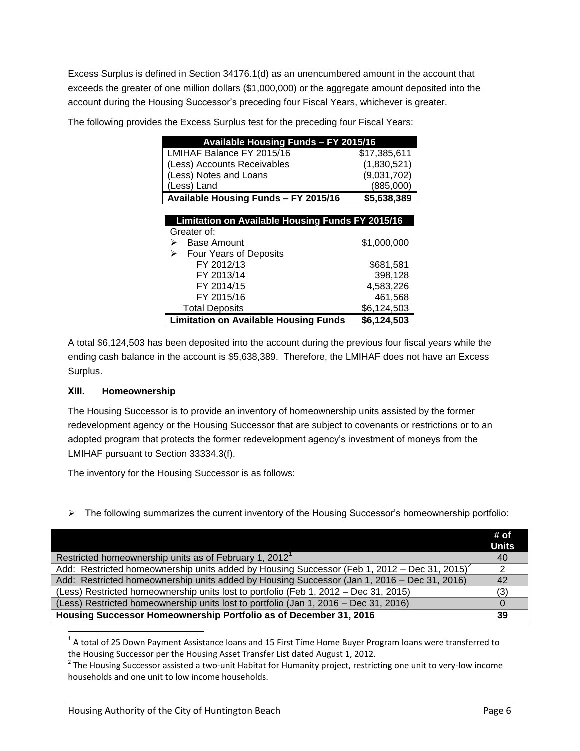Excess Surplus is defined in Section 34176.1(d) as an unencumbered amount in the account that exceeds the greater of one million dollars ($1,000,000) or the aggregate amount deposited into the account during the Housing Successor's preceding four Fiscal Years, whichever is greater.

The following provides the Excess Surplus test for the preceding four Fiscal Years:

| Available Housing Funds – FY 2015/16 | |
|---|---|
| LMIHAF Balance FY 2015/16 | $17,385,611 |
| (Less) Accounts Receivables | (1,830,521) |
| (Less) Notes and Loans | (9,031,702) |
| (Less) Land | (885,000) |
| **Available Housing Funds – FY 2015/16** | **$5,638,389** |

| Limitation on Available Housing Funds FY 2015/16 | |
|---|---|
| Greater of: | |
| ➢ Base Amount | $1,000,000 |
| ➢ Four Years of Deposits | |
| FY 2012/13 | $681,581 |
| FY 2013/14 | 398,128 |
| FY 2014/15 | 4,583,226 |
| FY 2015/16 | 461,568 |
| Total Deposits | $6,124,503 |
| **Limitation on Available Housing Funds** | **$6,124,503** |

A total $6,124,503 has been deposited into the account during the previous four fiscal years while the ending cash balance in the account is $5,638,389. Therefore, the LMIHAF does not have an Excess Surplus.

### XIII. Homeownership

The Housing Successor is to provide an inventory of homeownership units assisted by the former redevelopment agency or the Housing Successor that are subject to covenants or restrictions or to an adopted program that protects the former redevelopment agency's investment of moneys from the LMIHAF pursuant to Section 33334.3(f).

The inventory for the Housing Successor is as follows:

- ➢ The following summarizes the current inventory of the Housing Successor's homeownership portfolio:

| | # of Units |
|---|---|
| Restricted homeownership units as of February 1, 2012[1] | 40 |
| Add: Restricted homeownership units added by Housing Successor (Feb 1, 2012 – Dec 31, 2015)[2] | 2 |
| Add: Restricted homeownership units added by Housing Successor (Jan 1, 2016 – Dec 31, 2016) | 42 |
| (Less) Restricted homeownership units lost to portfolio (Feb 1, 2012 – Dec 31, 2015) | (3) |
| (Less) Restricted homeownership units lost to portfolio (Jan 1, 2016 – Dec 31, 2016) | 0 |
| **Housing Successor Homeownership Portfolio as of December 31, 2016** | **39** |

[1] A total of 25 Down Payment Assistance loans and 15 First Time Home Buyer Program loans were transferred to the Housing Successor per the Housing Asset Transfer List dated August 1, 2012.

[2] The Housing Successor assisted a two-unit Habitat for Humanity project, restricting one unit to very-low income households and one unit to low income households.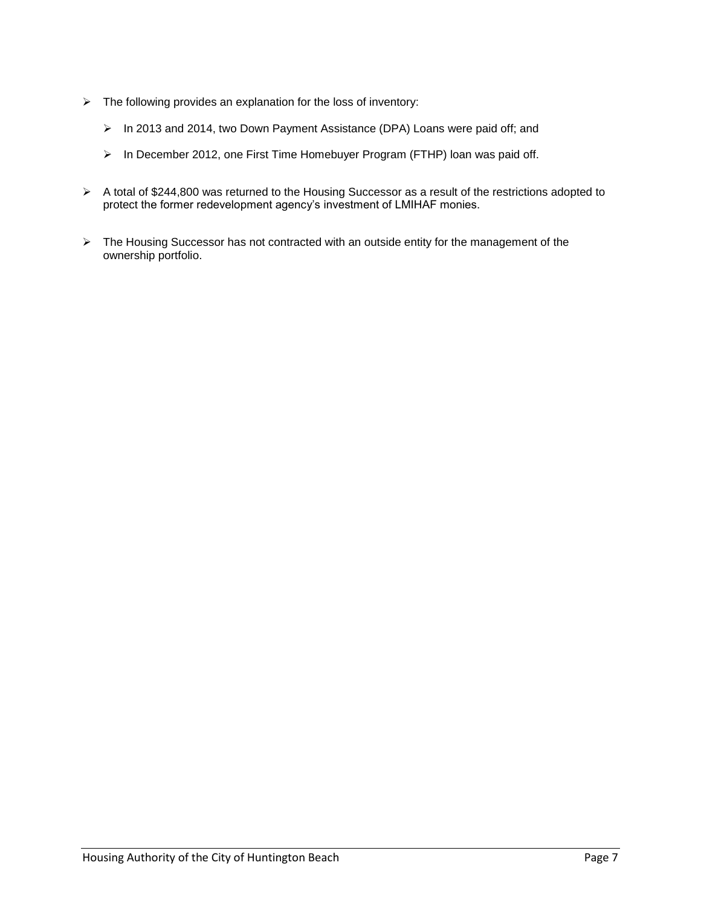- The following provides an explanation for the loss of inventory:
  - In 2013 and 2014, two Down Payment Assistance (DPA) Loans were paid off; and
  - In December 2012, one First Time Homebuyer Program (FTHP) loan was paid off.
- A total of $244,800 was returned to the Housing Successor as a result of the restrictions adopted to protect the former redevelopment agency's investment of LMIHAF monies.
- The Housing Successor has not contracted with an outside entity for the management of the ownership portfolio.